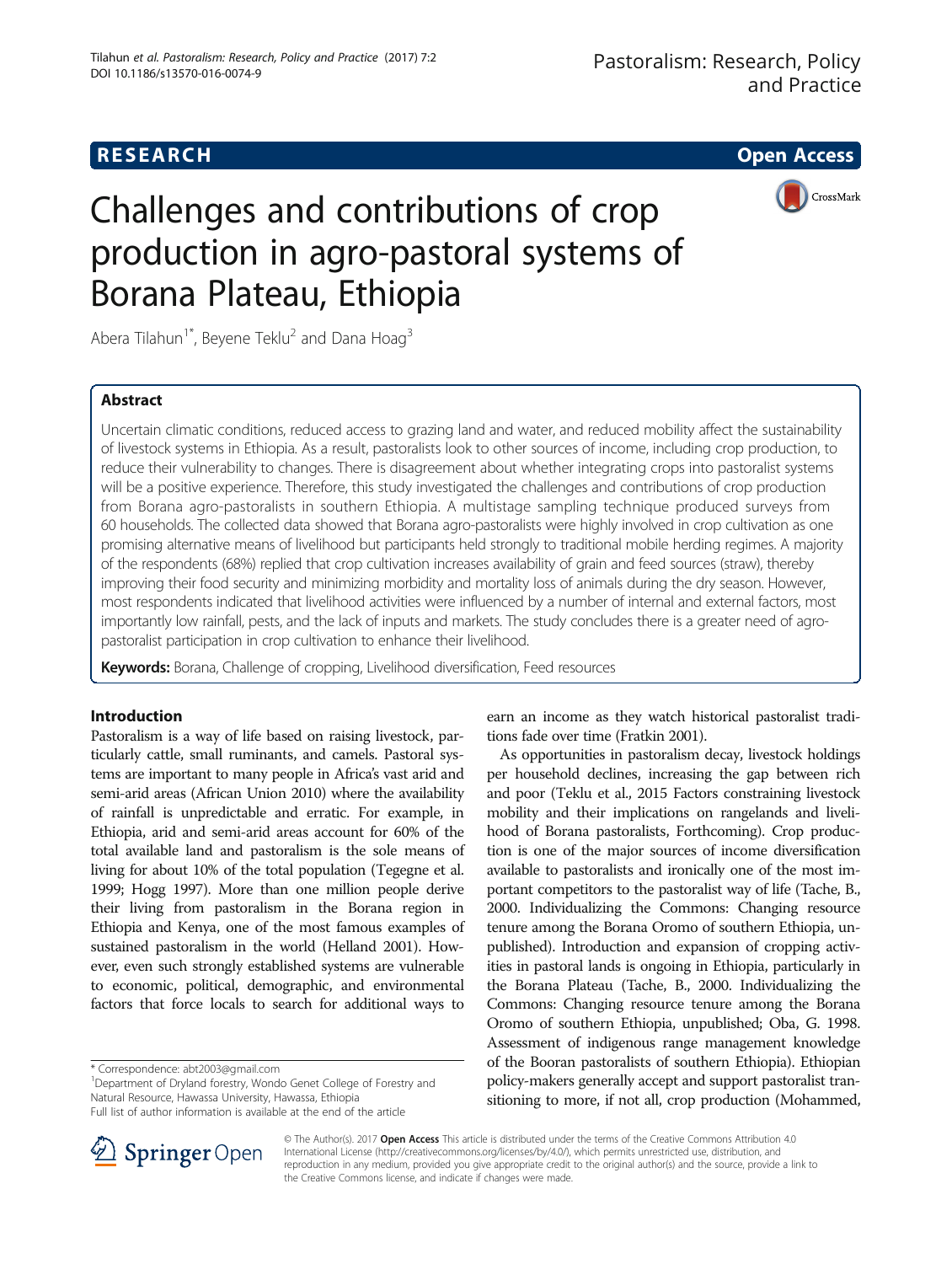RESEARCH Open Access

# Challenges and contributions of crop production in agro-pastoral systems of Borana Plateau, Ethiopia

Abera Tilahun[1*], Beyene Teklu[2] and Dana Hoag[3]

## Abstract

Uncertain climatic conditions, reduced access to grazing land and water, and reduced mobility affect the sustainability of livestock systems in Ethiopia. As a result, pastoralists look to other sources of income, including crop production, to reduce their vulnerability to changes. There is disagreement about whether integrating crops into pastoralist systems will be a positive experience. Therefore, this study investigated the challenges and contributions of crop production from Borana agro-pastoralists in southern Ethiopia. A multistage sampling technique produced surveys from 60 households. The collected data showed that Borana agro-pastoralists were highly involved in crop cultivation as one promising alternative means of livelihood but participants held strongly to traditional mobile herding regimes. A majority of the respondents (68%) replied that crop cultivation increases availability of grain and feed sources (straw), thereby improving their food security and minimizing morbidity and mortality loss of animals during the dry season. However, most respondents indicated that livelihood activities were influenced by a number of internal and external factors, most importantly low rainfall, pests, and the lack of inputs and markets. The study concludes there is a greater need of agro-pastoralist participation in crop cultivation to enhance their livelihood.

**Keywords:** Borana, Challenge of cropping, Livelihood diversification, Feed resources

## Introduction

Pastoralism is a way of life based on raising livestock, particularly cattle, small ruminants, and camels. Pastoral systems are important to many people in Africa's vast arid and semi-arid areas (African Union 2010) where the availability of rainfall is unpredictable and erratic. For example, in Ethiopia, arid and semi-arid areas account for 60% of the total available land and pastoralism is the sole means of living for about 10% of the total population (Tegegne et al. 1999; Hogg 1997). More than one million people derive their living from pastoralism in the Borana region in Ethiopia and Kenya, one of the most famous examples of sustained pastoralism in the world (Helland 2001). However, even such strongly established systems are vulnerable to economic, political, demographic, and environmental factors that force locals to search for additional ways to earn an income as they watch historical pastoralist traditions fade over time (Fratkin 2001).

As opportunities in pastoralism decay, livestock holdings per household declines, increasing the gap between rich and poor (Teklu et al., 2015 Factors constraining livestock mobility and their implications on rangelands and livelihood of Borana pastoralists, Forthcoming). Crop production is one of the major sources of income diversification available to pastoralists and ironically one of the most important competitors to the pastoralist way of life (Tache, B., 2000. Individualizing the Commons: Changing resource tenure among the Borana Oromo of southern Ethiopia, unpublished). Introduction and expansion of cropping activities in pastoral lands is ongoing in Ethiopia, particularly in the Borana Plateau (Tache, B., 2000. Individualizing the Commons: Changing resource tenure among the Borana Oromo of southern Ethiopia, unpublished; Oba, G. 1998. Assessment of indigenous range management knowledge of the Booran pastoralists of southern Ethiopia). Ethiopian policy-makers generally accept and support pastoralist transitioning to more, if not all, crop production (Mohammed,

\* Correspondence: abt2003@gmail.com
[1]Department of Dryland forestry, Wondo Genet College of Forestry and Natural Resource, Hawassa University, Hawassa, Ethiopia
Full list of author information is available at the end of the article

© The Author(s). 2017 **Open Access** This article is distributed under the terms of the Creative Commons Attribution 4.0 International License (http://creativecommons.org/licenses/by/4.0/), which permits unrestricted use, distribution, and reproduction in any medium, provided you give appropriate credit to the original author(s) and the source, provide a link to the Creative Commons license, and indicate if changes were made.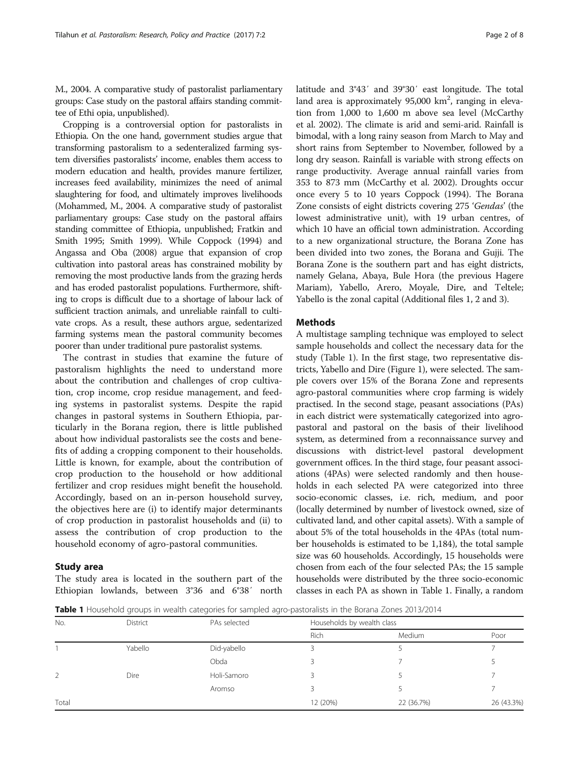M., 2004. A comparative study of pastoralist parliamentary groups: Case study on the pastoral affairs standing committee of Ethi opia, unpublished).

Cropping is a controversial option for pastoralists in Ethiopia. On the one hand, government studies argue that transforming pastoralism to a sedenteralized farming system diversifies pastoralists' income, enables them access to modern education and health, provides manure fertilizer, increases feed availability, minimizes the need of animal slaughtering for food, and ultimately improves livelihoods (Mohammed, M., 2004. A comparative study of pastoralist parliamentary groups: Case study on the pastoral affairs standing committee of Ethiopia, unpublished; Fratkin and Smith 1995; Smith 1999). While Coppock (1994) and Angassa and Oba (2008) argue that expansion of crop cultivation into pastoral areas has constrained mobility by removing the most productive lands from the grazing herds and has eroded pastoralist populations. Furthermore, shifting to crops is difficult due to a shortage of labour lack of sufficient traction animals, and unreliable rainfall to cultivate crops. As a result, these authors argue, sedentarized farming systems mean the pastoral community becomes poorer than under traditional pure pastoralist systems.

The contrast in studies that examine the future of pastoralism highlights the need to understand more about the contribution and challenges of crop cultivation, crop income, crop residue management, and feeding systems in pastoralist systems. Despite the rapid changes in pastoral systems in Southern Ethiopia, particularly in the Borana region, there is little published about how individual pastoralists see the costs and benefits of adding a cropping component to their households. Little is known, for example, about the contribution of crop production to the household or how additional fertilizer and crop residues might benefit the household. Accordingly, based on an in-person household survey, the objectives here are (i) to identify major determinants of crop production in pastoralist households and (ii) to assess the contribution of crop production to the household economy of agro-pastoral communities.

## Study area

The study area is located in the southern part of the Ethiopian lowlands, between 3°36′ and 6°38′ north latitude and 3°43′ and 39°30′ east longitude. The total land area is approximately 95,000 km$^2$, ranging in elevation from 1,000 to 1,600 m above sea level (McCarthy et al. 2002). The climate is arid and semi-arid. Rainfall is bimodal, with a long rainy season from March to May and short rains from September to November, followed by a long dry season. Rainfall is variable with strong effects on range productivity. Average annual rainfall varies from 353 to 873 mm (McCarthy et al. 2002). Droughts occur once every 5 to 10 years Coppock (1994). The Borana Zone consists of eight districts covering 275 '*Gendas*' (the lowest administrative unit), with 19 urban centres, of which 10 have an official town administration. According to a new organizational structure, the Borana Zone has been divided into two zones, the Borana and Gujji. The Borana Zone is the southern part and has eight districts, namely Gelana, Abaya, Bule Hora (the previous Hagere Mariam), Yabello, Arero, Moyale, Dire, and Teltele; Yabello is the zonal capital (Additional files 1, 2 and 3).

## Methods

A multistage sampling technique was employed to select sample households and collect the necessary data for the study (Table 1). In the first stage, two representative districts, Yabello and Dire (Figure 1), were selected. The sample covers over 15% of the Borana Zone and represents agro-pastoral communities where crop farming is widely practised. In the second stage, peasant associations (PAs) in each district were systematically categorized into agro-pastoral and pastoral on the basis of their livelihood system, as determined from a reconnaissance survey and discussions with district-level pastoral development government offices. In the third stage, four peasant associations (4PAs) were selected randomly and then households in each selected PA were categorized into three socio-economic classes, i.e. rich, medium, and poor (locally determined by number of livestock owned, size of cultivated land, and other capital assets). With a sample of about 5% of the total households in the 4PAs (total number households is estimated to be 1,184), the total sample size was 60 households. Accordingly, 15 households were chosen from each of the four selected PAs; the 15 sample households were distributed by the three socio-economic classes in each PA as shown in Table 1. Finally, a random

**Table 1** Household groups in wealth categories for sampled agro-pastoralists in the Borana Zones 2013/2014

| No. | District | PAs selected | Households by wealth class | | |
|---|---|---|---|---|---|
| | | | Rich | Medium | Poor |
| 1 | Yabello | Did-yabello | 3 | 5 | 7 |
| | | Obda | 3 | 7 | 5 |
| 2 | Dire | Holi-Samoro | 3 | 5 | 7 |
| | | Aromso | 3 | 5 | 7 |
| Total | | | 12 (20%) | 22 (36.7%) | 26 (43.3%) |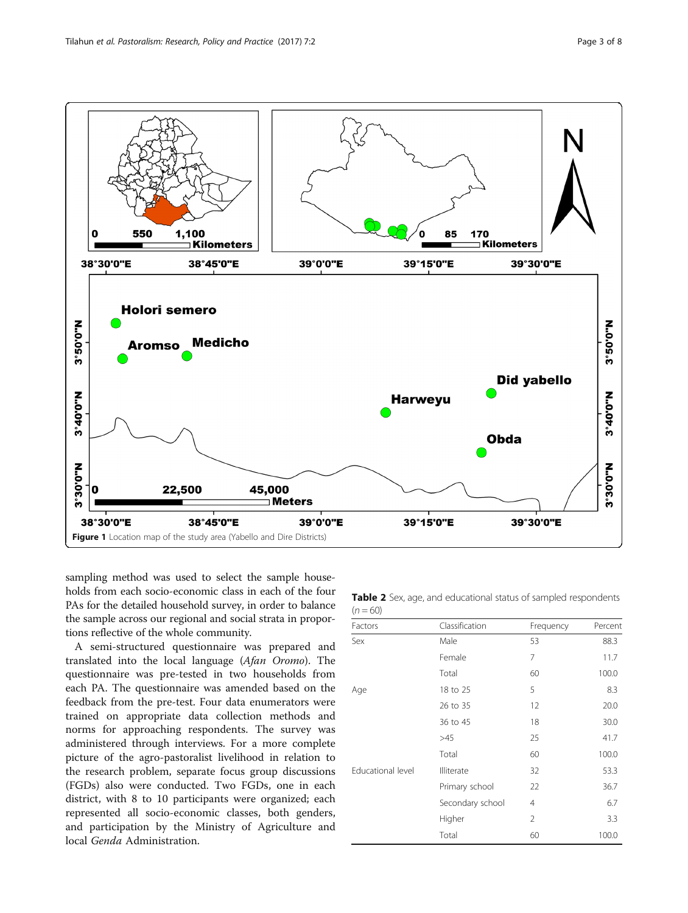Figure 1 Location map of the study area (Yabello and Dire Districts)

sampling method was used to select the sample households from each socio-economic class in each of the four PAs for the detailed household survey, in order to balance the sample across our regional and social strata in proportions reflective of the whole community.

A semi-structured questionnaire was prepared and translated into the local language (*Afan Oromo*). The questionnaire was pre-tested in two households from each PA. The questionnaire was amended based on the feedback from the pre-test. Four data enumerators were trained on appropriate data collection methods and norms for approaching respondents. The survey was administered through interviews. For a more complete picture of the agro-pastoralist livelihood in relation to the research problem, separate focus group discussions (FGDs) also were conducted. Two FGDs, one in each district, with 8 to 10 participants were organized; each represented all socio-economic classes, both genders, and participation by the Ministry of Agriculture and local *Genda* Administration.

**Table 2** Sex, age, and educational status of sampled respondents ($n = 60$)

| Factors | Classification | Frequency | Percent |
|---|---|---|---|
| Sex | Male | 53 | 88.3 |
| | Female | 7 | 11.7 |
| | Total | 60 | 100.0 |
| Age | 18 to 25 | 5 | 8.3 |
| | 26 to 35 | 12 | 20.0 |
| | 36 to 45 | 18 | 30.0 |
| | >45 | 25 | 41.7 |
| | Total | 60 | 100.0 |
| Educational level | Illiterate | 32 | 53.3 |
| | Primary school | 22 | 36.7 |
| | Secondary school | 4 | 6.7 |
| | Higher | 2 | 3.3 |
| | Total | 60 | 100.0 |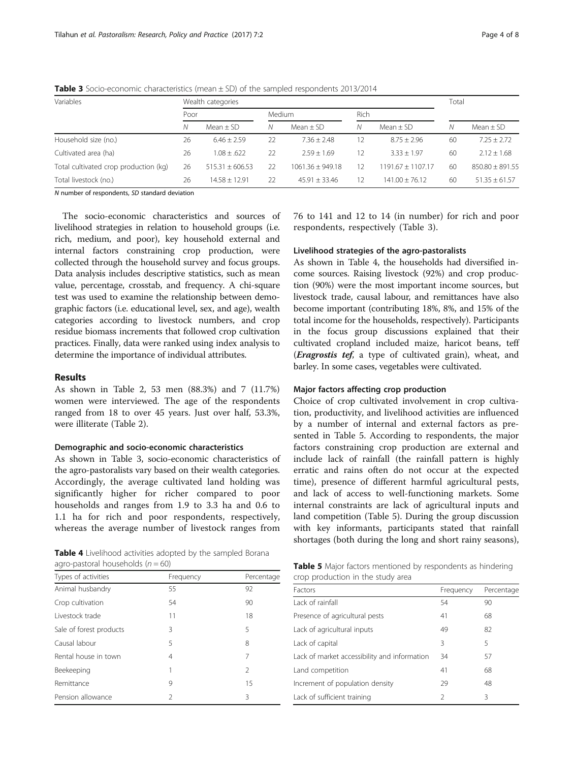**Table 3** Socio-economic characteristics (mean ± SD) of the sampled respondents 2013/2014

| Variables | Wealth categories | | | | | | Total | |
|---|---|---|---|---|---|---|---|---|
| | Poor | | Medium | | Rich | | | |
| | *N* | Mean ± SD | *N* | Mean ± SD | *N* | Mean ± SD | *N* | Mean ± SD |
| Household size (no.) | 26 | 6.46 ± 2.59 | 22 | 7.36 ± 2.48 | 12 | 8.75 ± 2.96 | 60 | 7.25 ± 2.72 |
| Cultivated area (ha) | 26 | 1.08 ± .622 | 22 | 2.59 ± 1.69 | 12 | 3.33 ± 1.97 | 60 | 2.12 ± 1.68 |
| Total cultivated crop production (kg) | 26 | 515.31 ± 606.53 | 22 | 1061.36 ± 949.18 | 12 | 1191.67 ± 1107.17 | 60 | 850.80 ± 891.55 |
| Total livestock (no.) | 26 | 14.58 ± 12.91 | 22 | 45.91 ± 33.46 | 12 | 141.00 ± 76.12 | 60 | 51.35 ± 61.57 |

*N* number of respondents, *SD* standard deviation

The socio-economic characteristics and sources of livelihood strategies in relation to household groups (i.e. rich, medium, and poor), key household external and internal factors constraining crop production, were collected through the household survey and focus groups. Data analysis includes descriptive statistics, such as mean value, percentage, crosstab, and frequency. A chi-square test was used to examine the relationship between demographic factors (i.e. educational level, sex, and age), wealth categories according to livestock numbers, and crop residue biomass increments that followed crop cultivation practices. Finally, data were ranked using index analysis to determine the importance of individual attributes.

## Results

As shown in Table 2, 53 men (88.3%) and 7 (11.7%) women were interviewed. The age of the respondents ranged from 18 to over 45 years. Just over half, 53.3%, were illiterate (Table 2).

### Demographic and socio-economic characteristics

As shown in Table 3, socio-economic characteristics of the agro-pastoralists vary based on their wealth categories. Accordingly, the average cultivated land holding was significantly higher for richer compared to poor households and ranges from 1.9 to 3.3 ha and 0.6 to 1.1 ha for rich and poor respondents, respectively, whereas the average number of livestock ranges from 76 to 141 and 12 to 14 (in number) for rich and poor respondents, respectively (Table 3).

### Livelihood strategies of the agro-pastoralists

As shown in Table 4, the households had diversified income sources. Raising livestock (92%) and crop production (90%) were the most important income sources, but livestock trade, causal labour, and remittances have also become important (contributing 18%, 8%, and 15% of the total income for the households, respectively). Participants in the focus group discussions explained that their cultivated cropland included maize, haricot beans, teff (***Eragrostis tef***, a type of cultivated grain), wheat, and barley. In some cases, vegetables were cultivated.

**Table 4** Livelihood activities adopted by the sampled Borana agro-pastoral households ($n = 60$)

| Types of activities | Frequency | Percentage |
|---|---|---|
| Animal husbandry | 55 | 92 |
| Crop cultivation | 54 | 90 |
| Livestock trade | 11 | 18 |
| Sale of forest products | 3 | 5 |
| Causal labour | 5 | 8 |
| Rental house in town | 4 | 7 |
| Beekeeping | 1 | 2 |
| Remittance | 9 | 15 |
| Pension allowance | 2 | 3 |

### Major factors affecting crop production

Choice of crop cultivated involvement in crop cultivation, productivity, and livelihood activities are influenced by a number of internal and external factors as presented in Table 5. According to respondents, the major factors constraining crop production are external and include lack of rainfall (the rainfall pattern is highly erratic and rains often do not occur at the expected time), presence of different harmful agricultural pests, and lack of access to well-functioning markets. Some internal constraints are lack of agricultural inputs and land competition (Table 5). During the group discussion with key informants, participants stated that rainfall shortages (both during the long and short rainy seasons),

**Table 5** Major factors mentioned by respondents as hindering crop production in the study area

| Factors | Frequency | Percentage |
|---|---|---|
| Lack of rainfall | 54 | 90 |
| Presence of agricultural pests | 41 | 68 |
| Lack of agricultural inputs | 49 | 82 |
| Lack of capital | 3 | 5 |
| Lack of market accessibility and information | 34 | 57 |
| Land competition | 41 | 68 |
| Increment of population density | 29 | 48 |
| Lack of sufficient training | 2 | 3 |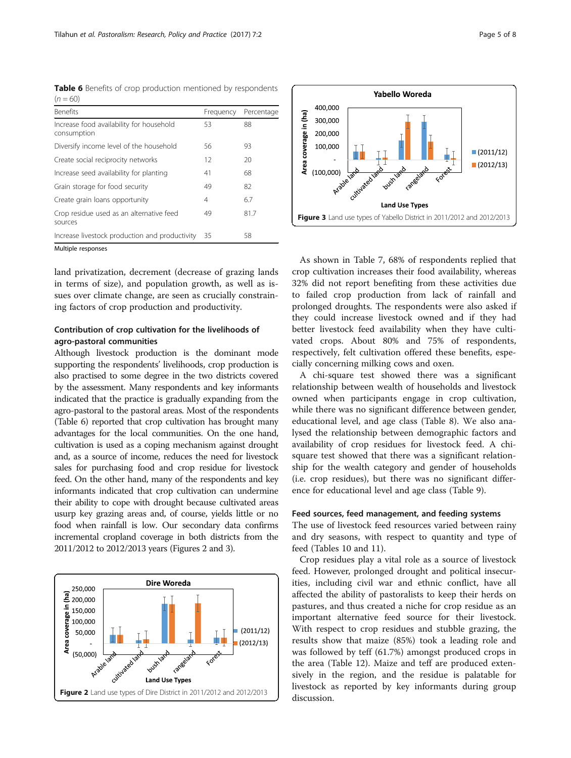**Table 6** Benefits of crop production mentioned by respondents ($n = 60$)

| Benefits | Frequency | Percentage |
| --- | --- | --- |
| Increase food availability for household consumption | 53 | 88 |
| Diversify income level of the household | 56 | 93 |
| Create social reciprocity networks | 12 | 20 |
| Increase seed availability for planting | 41 | 68 |
| Grain storage for food security | 49 | 82 |
| Create grain loans opportunity | 4 | 6.7 |
| Crop residue used as an alternative feed sources | 49 | 81.7 |
| Increase livestock production and productivity | 35 | 58 |

Multiple responses

land privatization, decrement (decrease of grazing lands in terms of size), and population growth, as well as issues over climate change, are seen as crucially constraining factors of crop production and productivity.

### Contribution of crop cultivation for the livelihoods of agro-pastoral communities

Although livestock production is the dominant mode supporting the respondents' livelihoods, crop production is also practised to some degree in the two districts covered by the assessment. Many respondents and key informants indicated that the practice is gradually expanding from the agro-pastoral to the pastoral areas. Most of the respondents (Table 6) reported that crop cultivation has brought many advantages for the local communities. On the one hand, cultivation is used as a coping mechanism against drought and, as a source of income, reduces the need for livestock sales for purchasing food and crop residue for livestock feed. On the other hand, many of the respondents and key informants indicated that crop cultivation can undermine their ability to cope with drought because cultivated areas usurp key grazing areas and, of course, yields little or no food when rainfall is low. Our secondary data confirms incremental cropland coverage in both districts from the 2011/2012 to 2012/2013 years (Figures 2 and 3).

**Figure 2** Land use types of Dire District in 2011/2012 and 2012/2013

**Figure 3** Land use types of Yabello District in 2011/2012 and 2012/2013

As shown in Table 7, 68% of respondents replied that crop cultivation increases their food availability, whereas 32% did not report benefiting from these activities due to failed crop production from lack of rainfall and prolonged droughts. The respondents were also asked if they could increase livestock owned and if they had better livestock feed availability when they have cultivated crops. About 80% and 75% of respondents, respectively, felt cultivation offered these benefits, especially concerning milking cows and oxen.

A chi-square test showed there was a significant relationship between wealth of households and livestock owned when participants engage in crop cultivation, while there was no significant difference between gender, educational level, and age class (Table 8). We also analysed the relationship between demographic factors and availability of crop residues for livestock feed. A chi-square test showed that there was a significant relationship for the wealth category and gender of households (i.e. crop residues), but there was no significant difference for educational level and age class (Table 9).

### Feed sources, feed management, and feeding systems

The use of livestock feed resources varied between rainy and dry seasons, with respect to quantity and type of feed (Tables 10 and 11).

Crop residues play a vital role as a source of livestock feed. However, prolonged drought and political insecurities, including civil war and ethnic conflict, have all affected the ability of pastoralists to keep their herds on pastures, and thus created a niche for crop residue as an important alternative feed source for their livestock. With respect to crop residues and stubble grazing, the results show that maize (85%) took a leading role and was followed by teff (61.7%) amongst produced crops in the area (Table 12). Maize and teff are produced extensively in the region, and the residue is palatable for livestock as reported by key informants during group discussion.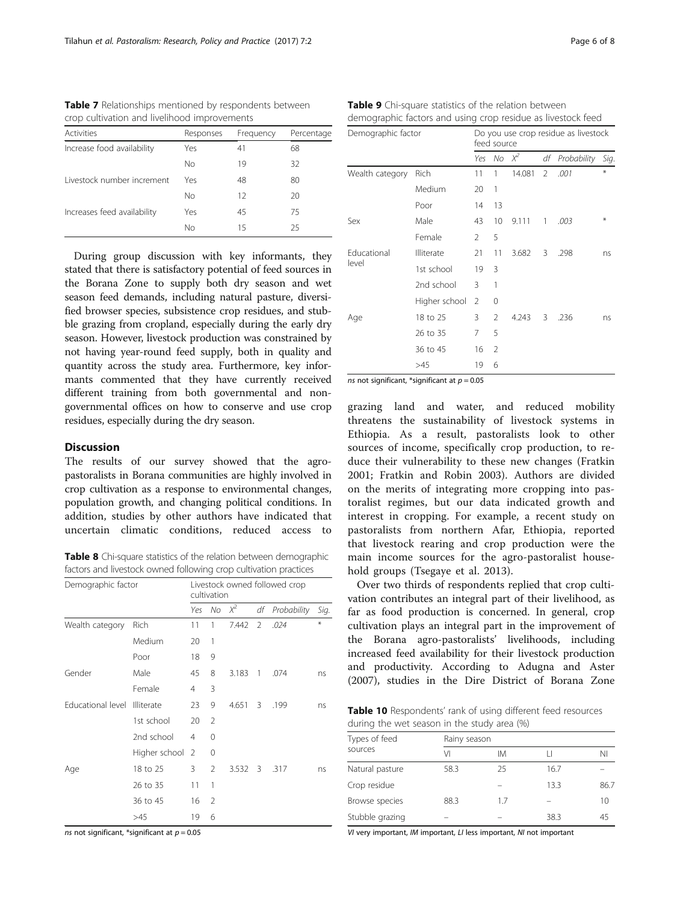**Table 7** Relationships mentioned by respondents between crop cultivation and livelihood improvements

| Activities | Responses | Frequency | Percentage |
|---|---|---|---|
| Increase food availability | Yes | 41 | 68 |
| | No | 19 | 32 |
| Livestock number increment | Yes | 48 | 80 |
| | No | 12 | 20 |
| Increases feed availability | Yes | 45 | 75 |
| | No | 15 | 25 |

During group discussion with key informants, they stated that there is satisfactory potential of feed sources in the Borana Zone to supply both dry season and wet season feed demands, including natural pasture, diversified browser species, subsistence crop residues, and stubble grazing from cropland, especially during the early dry season. However, livestock production was constrained by not having year-round feed supply, both in quality and quantity across the study area. Furthermore, key informants commented that they have currently received different training from both governmental and non-governmental offices on how to conserve and use crop residues, especially during the dry season.

## Discussion

The results of our survey showed that the agro-pastoralists in Borana communities are highly involved in crop cultivation as a response to environmental changes, population growth, and changing political conditions. In addition, studies by other authors have indicated that uncertain climatic conditions, reduced access to grazing land and water, and reduced mobility threatens the sustainability of livestock systems in Ethiopia. As a result, pastoralists look to other sources of income, specifically crop production, to reduce their vulnerability to these new changes (Fratkin 2001; Fratkin and Robin 2003). Authors are divided on the merits of integrating more cropping into pastoralist regimes, but our data indicated growth and interest in cropping. For example, a recent study on pastoralists from northern Afar, Ethiopia, reported that livestock rearing and crop production were the main income sources for the agro-pastoralist household groups (Tsegaye et al. 2013).

**Table 8** Chi-square statistics of the relation between demographic factors and livestock owned following crop cultivation practices

| Demographic factor | | Livestock owned followed crop cultivation | | | | | |
|---|---|---|---|---|---|---|---|
| | | Yes | No | $X^2$ | df | Probability | Sig. |
| Wealth category | Rich | 11 | 1 | 7.442 | 2 | .024 | * |
| | Medium | 20 | 1 | | | | |
| | Poor | 18 | 9 | | | | |
| Gender | Male | 45 | 8 | 3.183 | 1 | .074 | ns |
| | Female | 4 | 3 | | | | |
| Educational level | Illiterate | 23 | 9 | 4.651 | 3 | .199 | ns |
| | 1st school | 20 | 2 | | | | |
| | 2nd school | 4 | 0 | | | | |
| | Higher school | 2 | 0 | | | | |
| Age | 18 to 25 | 3 | 2 | 3.532 | 3 | .317 | ns |
| | 26 to 35 | 11 | 1 | | | | |
| | 36 to 45 | 16 | 2 | | | | |
| | >45 | 19 | 6 | | | | |

*ns* not significant, *significant at $p = 0.05$

**Table 9** Chi-square statistics of the relation between demographic factors and using crop residue as livestock feed

| Demographic factor | | Do you use crop residue as livestock feed source | | | | | |
|---|---|---|---|---|---|---|---|
| | | Yes | No | $X^2$ | df | Probability | Sig. |
| Wealth category | Rich | 11 | 1 | 14.081 | 2 | .001 | * |
| | Medium | 20 | 1 | | | | |
| | Poor | 14 | 13 | | | | |
| Sex | Male | 43 | 10 | 9.111 | 1 | .003 | * |
| | Female | 2 | 5 | | | | |
| Educational level | Illiterate | 21 | 11 | 3.682 | 3 | .298 | ns |
| | 1st school | 19 | 3 | | | | |
| | 2nd school | 3 | 1 | | | | |
| | Higher school | 2 | 0 | | | | |
| Age | 18 to 25 | 3 | 2 | 4.243 | 3 | .236 | ns |
| | 26 to 35 | 7 | 5 | | | | |
| | 36 to 45 | 16 | 2 | | | | |
| | >45 | 19 | 6 | | | | |

*ns* not significant, *significant at $p = 0.05$

Over two thirds of respondents replied that crop cultivation contributes an integral part of their livelihood, as far as food production is concerned. In general, crop cultivation plays an integral part in the improvement of the Borana agro-pastoralists' livelihoods, including increased feed availability for their livestock production and productivity. According to Adugna and Aster (2007), studies in the Dire District of Borana Zone

**Table 10** Respondents' rank of using different feed resources during the wet season in the study area (%)

| Types of feed sources | Rainy season | | | |
|---|---|---|---|---|
| | VI | IM | LI | NI |
| Natural pasture | 58.3 | 25 | 16.7 | – |
| Crop residue | | – | 13.3 | 86.7 |
| Browse species | 88.3 | 1.7 | – | 10 |
| Stubble grazing | – | – | 38.3 | 45 |

*VI* very important, *IM* important, *LI* less important, *NI* not important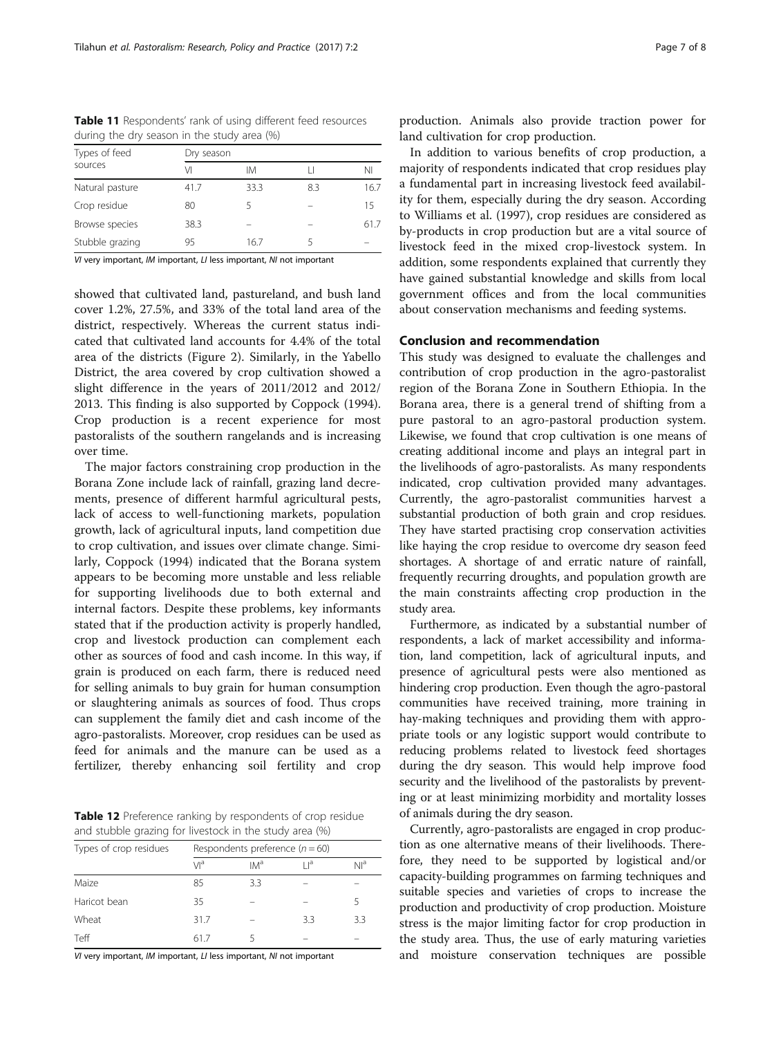**Table 11** Respondents' rank of using different feed resources during the dry season in the study area (%)

| Types of feed sources | Dry season | | | |
|---|---|---|---|---|
| | VI | IM | LI | NI |
| Natural pasture | 41.7 | 33.3 | 8.3 | 16.7 |
| Crop residue | 80 | 5 | – | 15 |
| Browse species | 38.3 | – | – | 61.7 |
| Stubble grazing | 95 | 16.7 | 5 | – |

*VI* very important, *IM* important, *LI* less important, *NI* not important

showed that cultivated land, pastureland, and bush land cover 1.2%, 27.5%, and 33% of the total land area of the district, respectively. Whereas the current status indicated that cultivated land accounts for 4.4% of the total area of the districts (Figure 2). Similarly, in the Yabello District, the area covered by crop cultivation showed a slight difference in the years of 2011/2012 and 2012/2013. This finding is also supported by Coppock (1994). Crop production is a recent experience for most pastoralists of the southern rangelands and is increasing over time.

The major factors constraining crop production in the Borana Zone include lack of rainfall, grazing land decrements, presence of different harmful agricultural pests, lack of access to well-functioning markets, population growth, lack of agricultural inputs, land competition due to crop cultivation, and issues over climate change. Similarly, Coppock (1994) indicated that the Borana system appears to be becoming more unstable and less reliable for supporting livelihoods due to both external and internal factors. Despite these problems, key informants stated that if the production activity is properly handled, crop and livestock production can complement each other as sources of food and cash income. In this way, if grain is produced on each farm, there is reduced need for selling animals to buy grain for human consumption or slaughtering animals as sources of food. Thus crops can supplement the family diet and cash income of the agro-pastoralists. Moreover, crop residues can be used as feed for animals and the manure can be used as a fertilizer, thereby enhancing soil fertility and crop production. Animals also provide traction power for land cultivation for crop production.

**Table 12** Preference ranking by respondents of crop residue and stubble grazing for livestock in the study area (%)

| Types of crop residues | Respondents preference ($n = 60$) | | | |
|---|---|---|---|---|
| | VI[a] | IM[a] | LI[a] | NI[a] |
| Maize | 85 | 3.3 | – | – |
| Haricot bean | 35 | – | – | 5 |
| Wheat | 31.7 | – | 3.3 | 3.3 |
| Teff | 61.7 | 5 | – | – |

*VI* very important, *IM* important, *LI* less important, *NI* not important

In addition to various benefits of crop production, a majority of respondents indicated that crop residues play a fundamental part in increasing livestock feed availability for them, especially during the dry season. According to Williams et al. (1997), crop residues are considered as by-products in crop production but are a vital source of livestock feed in the mixed crop-livestock system. In addition, some respondents explained that currently they have gained substantial knowledge and skills from local government offices and from the local communities about conservation mechanisms and feeding systems.

## Conclusion and recommendation

This study was designed to evaluate the challenges and contribution of crop production in the agro-pastoralist region of the Borana Zone in Southern Ethiopia. In the Borana area, there is a general trend of shifting from a pure pastoral to an agro-pastoral production system. Likewise, we found that crop cultivation is one means of creating additional income and plays an integral part in the livelihoods of agro-pastoralists. As many respondents indicated, crop cultivation provided many advantages. Currently, the agro-pastoralist communities harvest a substantial production of both grain and crop residues. They have started practising crop conservation activities like haying the crop residue to overcome dry season feed shortages. A shortage of and erratic nature of rainfall, frequently recurring droughts, and population growth are the main constraints affecting crop production in the study area.

Furthermore, as indicated by a substantial number of respondents, a lack of market accessibility and information, land competition, lack of agricultural inputs, and presence of agricultural pests were also mentioned as hindering crop production. Even though the agro-pastoral communities have received training, more training in hay-making techniques and providing them with appropriate tools or any logistic support would contribute to reducing problems related to livestock feed shortages during the dry season. This would help improve food security and the livelihood of the pastoralists by preventing or at least minimizing morbidity and mortality losses of animals during the dry season.

Currently, agro-pastoralists are engaged in crop production as one alternative means of their livelihoods. Therefore, they need to be supported by logistical and/or capacity-building programmes on farming techniques and suitable species and varieties of crops to increase the production and productivity of crop production. Moisture stress is the major limiting factor for crop production in the study area. Thus, the use of early maturing varieties and moisture conservation techniques are possible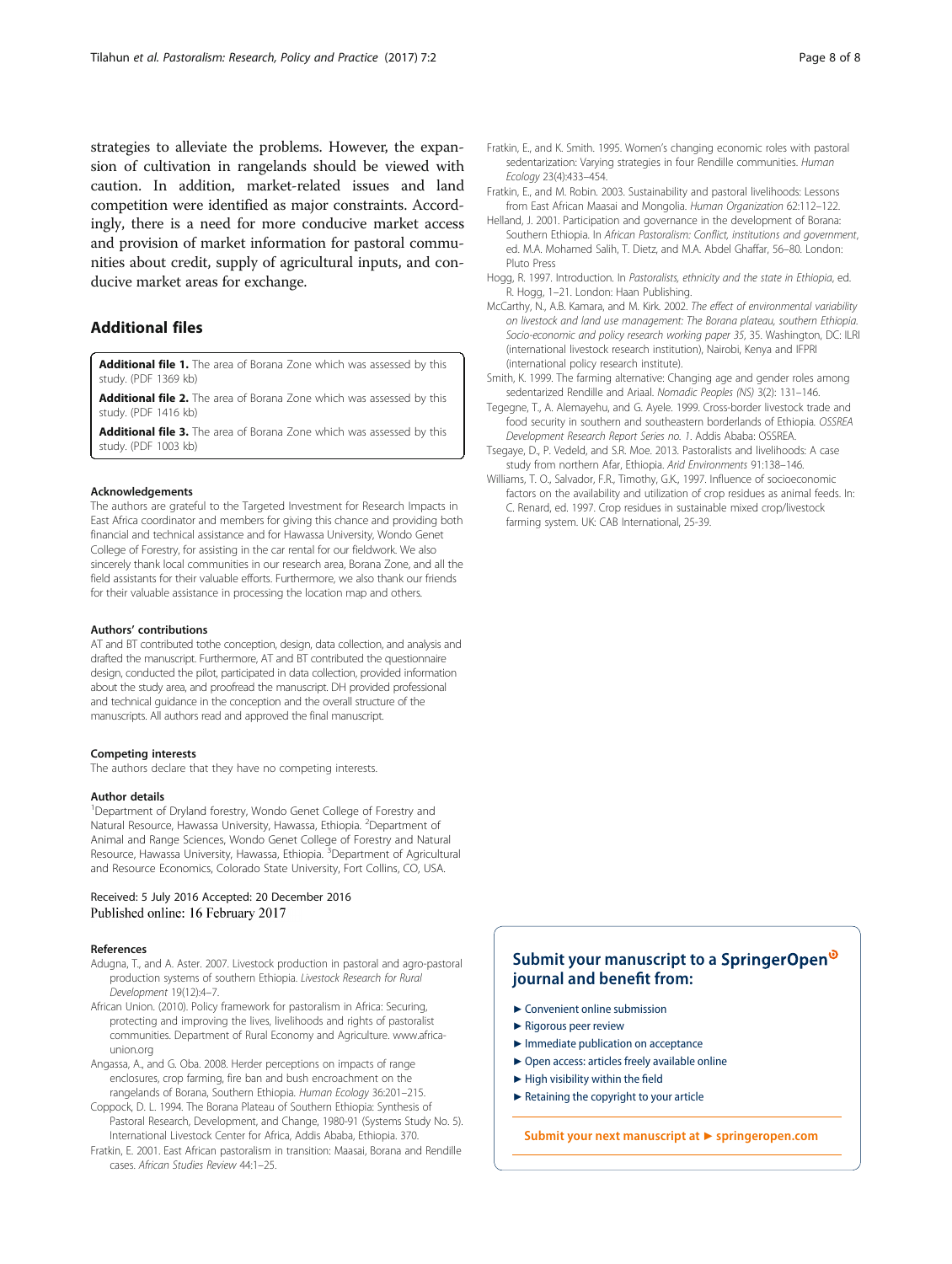strategies to alleviate the problems. However, the expansion of cultivation in rangelands should be viewed with caution. In addition, market-related issues and land competition were identified as major constraints. Accordingly, there is a need for more conducive market access and provision of market information for pastoral communities about credit, supply of agricultural inputs, and conducive market areas for exchange.

## Additional files

**Additional file 1.** The area of Borana Zone which was assessed by this study. (PDF 1369 kb)

**Additional file 2.** The area of Borana Zone which was assessed by this study. (PDF 1416 kb)

**Additional file 3.** The area of Borana Zone which was assessed by this study. (PDF 1003 kb)

#### Acknowledgements

The authors are grateful to the Targeted Investment for Research Impacts in East Africa coordinator and members for giving this chance and providing both financial and technical assistance and for Hawassa University, Wondo Genet College of Forestry, for assisting in the car rental for our fieldwork. We also sincerely thank local communities in our research area, Borana Zone, and all the field assistants for their valuable efforts. Furthermore, we also thank our friends for their valuable assistance in processing the location map and others.

#### Authors' contributions

AT and BT contributed tothe conception, design, data collection, and analysis and drafted the manuscript. Furthermore, AT and BT contributed the questionnaire design, conducted the pilot, participated in data collection, provided information about the study area, and proofread the manuscript. DH provided professional and technical guidance in the conception and the overall structure of the manuscripts. All authors read and approved the final manuscript.

#### Competing interests

The authors declare that they have no competing interests.

#### Author details

[1]Department of Dryland forestry, Wondo Genet College of Forestry and Natural Resource, Hawassa University, Hawassa, Ethiopia. [2]Department of Animal and Range Sciences, Wondo Genet College of Forestry and Natural Resource, Hawassa University, Hawassa, Ethiopia. [3]Department of Agricultural and Resource Economics, Colorado State University, Fort Collins, CO, USA.

Received: 5 July 2016 Accepted: 20 December 2016
Published online: 16 February 2017

#### References

Adugna, T., and A. Aster. 2007. Livestock production in pastoral and agro-pastoral production systems of southern Ethiopia. *Livestock Research for Rural Development* 19(12):4–7.

African Union. (2010). Policy framework for pastoralism in Africa: Securing, protecting and improving the lives, livelihoods and rights of pastoralist communities. Department of Rural Economy and Agriculture. www.africa-union.org

Angassa, A., and G. Oba. 2008. Herder perceptions on impacts of range enclosures, crop farming, fire ban and bush encroachment on the rangelands of Borana, Southern Ethiopia. *Human Ecology* 36:201–215.

Coppock, D. L. 1994. The Borana Plateau of Southern Ethiopia: Synthesis of Pastoral Research, Development, and Change, 1980-91 (Systems Study No. 5). International Livestock Center for Africa, Addis Ababa, Ethiopia. 370.

Fratkin, E. 2001. East African pastoralism in transition: Maasai, Borana and Rendille cases. *African Studies Review* 44:1–25.

Fratkin, E., and K. Smith. 1995. Women's changing economic roles with pastoral sedentarization: Varying strategies in four Rendille communities. *Human Ecology* 23(4):433–454.

Fratkin, E., and M. Robin. 2003. Sustainability and pastoral livelihoods: Lessons from East African Maasai and Mongolia. *Human Organization* 62:112–122.

Helland, J. 2001. Participation and governance in the development of Borana: Southern Ethiopia. In *African Pastoralism: Conflict, institutions and government*, ed. M.A. Mohamed Salih, T. Dietz, and M.A. Abdel Ghaffar, 56–80. London: Pluto Press

Hogg, R. 1997. Introduction. In *Pastoralists, ethnicity and the state in Ethiopia*, ed. R. Hogg, 1–21. London: Haan Publishing.

McCarthy, N., A.B. Kamara, and M. Kirk. 2002. *The effect of environmental variability on livestock and land use management: The Borana plateau, southern Ethiopia. Socio-economic and policy research working paper 35*, 35. Washington, DC: ILRI (international livestock research institution), Nairobi, Kenya and IFPRI (international policy research institute).

Smith, K. 1999. The farming alternative: Changing age and gender roles among sedentarized Rendille and Ariaal. *Nomadic Peoples (NS)* 3(2): 131–146.

Tegegne, T., A. Alemayehu, and G. Ayele. 1999. Cross-border livestock trade and food security in southern and southeastern borderlands of Ethiopia. *OSSREA Development Research Report Series no. 1*. Addis Ababa: OSSREA.

Tsegaye, D., P. Vedeld, and S.R. Moe. 2013. Pastoralists and livelihoods: A case study from northern Afar, Ethiopia. *Arid Environments* 91:138–146.

Williams, T. O., Salvador, F.R., Timothy, G.K., 1997. Influence of socioeconomic factors on the availability and utilization of crop residues as animal feeds. In: C. Renard, ed. 1997. Crop residues in sustainable mixed crop/livestock farming system. UK: CAB International, 25-39.

**Submit your manuscript to a SpringerOpen journal and benefit from:**

- ► Convenient online submission
- ► Rigorous peer review
- ► Immediate publication on acceptance
- ► Open access: articles freely available online
- ► High visibility within the field
- ► Retaining the copyright to your article

**Submit your next manuscript at ► springeropen.com**